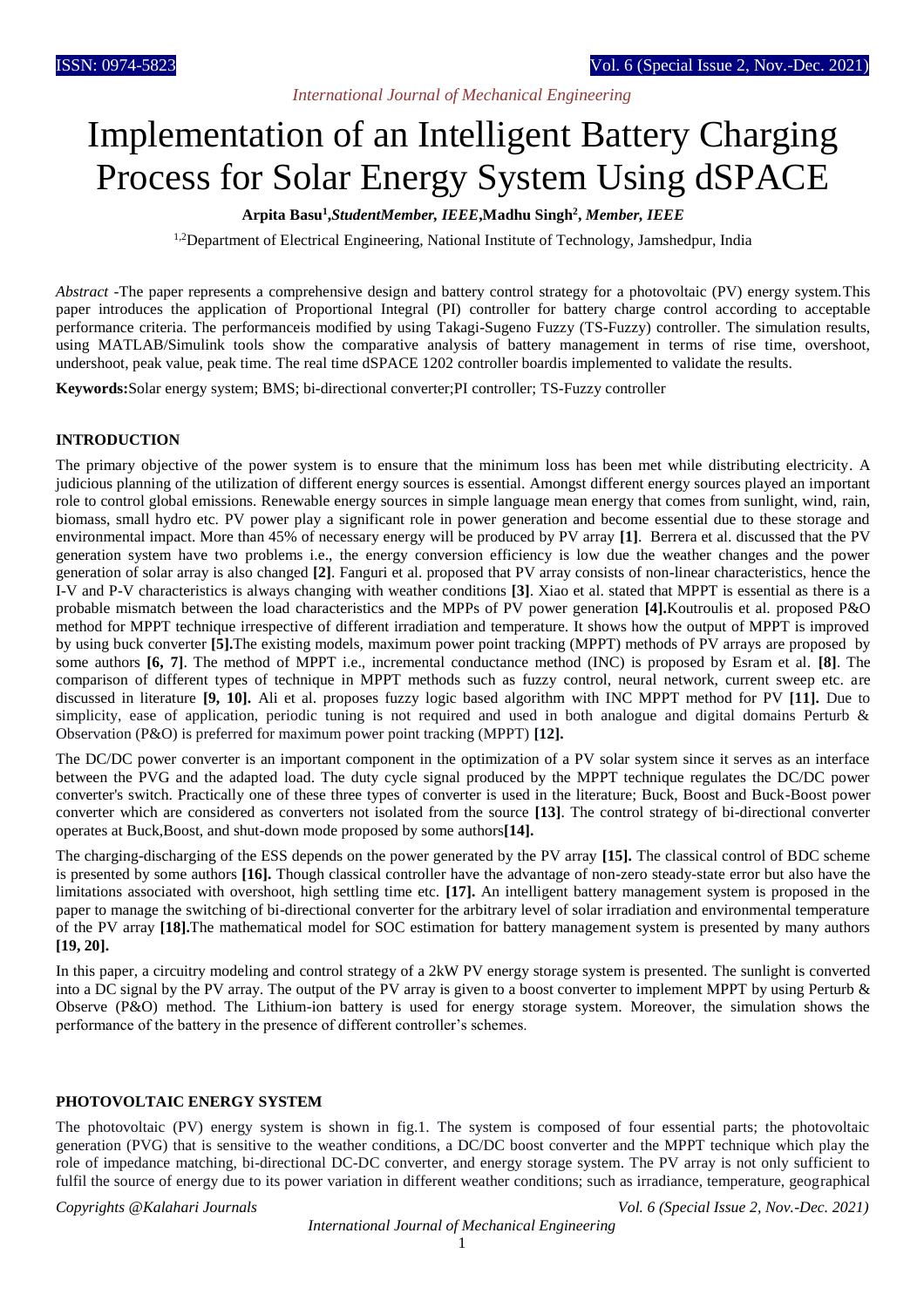# Implementation of an Intelligent Battery Charging Process for Solar Energy System Using dSPACE

**Arpita Basu[1],** ***StudentMember, IEEE*****,Madhu Singh[2],** ***Member, IEEE***

[1,2]Department of Electrical Engineering, National Institute of Technology, Jamshedpur, India

*Abstract* -The paper represents a comprehensive design and battery control strategy for a photovoltaic (PV) energy system.This paper introduces the application of Proportional Integral (PI) controller for battery charge control according to acceptable performance criteria. The performanceis modified by using Takagi-Sugeno Fuzzy (TS-Fuzzy) controller. The simulation results, using MATLAB/Simulink tools show the comparative analysis of battery management in terms of rise time, overshoot, undershoot, peak value, peak time. The real time dSPACE 1202 controller boardis implemented to validate the results.

**Keywords:**Solar energy system; BMS; bi-directional converter;PI controller; TS-Fuzzy controller

## INTRODUCTION

The primary objective of the power system is to ensure that the minimum loss has been met while distributing electricity. A judicious planning of the utilization of different energy sources is essential. Amongst different energy sources played an important role to control global emissions. Renewable energy sources in simple language mean energy that comes from sunlight, wind, rain, biomass, small hydro etc. PV power play a significant role in power generation and become essential due to these storage and environmental impact. More than 45% of necessary energy will be produced by PV array **[1]**. Berrera et al. discussed that the PV generation system have two problems i.e., the energy conversion efficiency is low due the weather changes and the power generation of solar array is also changed **[2]**. Fanguri et al. proposed that PV array consists of non-linear characteristics, hence the I-V and P-V characteristics is always changing with weather conditions **[3]**. Xiao et al. stated that MPPT is essential as there is a probable mismatch between the load characteristics and the MPPs of PV power generation **[4].**Koutroulis et al. proposed P&O method for MPPT technique irrespective of different irradiation and temperature. It shows how the output of MPPT is improved by using buck converter **[5].**The existing models, maximum power point tracking (MPPT) methods of PV arrays are proposed by some authors **[6, 7]**. The method of MPPT i.e., incremental conductance method (INC) is proposed by Esram et al. **[8]**. The comparison of different types of technique in MPPT methods such as fuzzy control, neural network, current sweep etc. are discussed in literature **[9, 10].** Ali et al. proposes fuzzy logic based algorithm with INC MPPT method for PV **[11].** Due to simplicity, ease of application, periodic tuning is not required and used in both analogue and digital domains Perturb & Observation (P&O) is preferred for maximum power point tracking (MPPT) **[12].**

The DC/DC power converter is an important component in the optimization of a PV solar system since it serves as an interface between the PVG and the adapted load. The duty cycle signal produced by the MPPT technique regulates the DC/DC power converter's switch. Practically one of these three types of converter is used in the literature; Buck, Boost and Buck-Boost power converter which are considered as converters not isolated from the source **[13]**. The control strategy of bi-directional converter operates at Buck,Boost, and shut-down mode proposed by some authors**[14].**

The charging-discharging of the ESS depends on the power generated by the PV array **[15].** The classical control of BDC scheme is presented by some authors **[16].** Though classical controller have the advantage of non-zero steady-state error but also have the limitations associated with overshoot, high settling time etc. **[17].** An intelligent battery management system is proposed in the paper to manage the switching of bi-directional converter for the arbitrary level of solar irradiation and environmental temperature of the PV array **[18].**The mathematical model for SOC estimation for battery management system is presented by many authors **[19, 20].**

In this paper, a circuitry modeling and control strategy of a 2kW PV energy storage system is presented. The sunlight is converted into a DC signal by the PV array. The output of the PV array is given to a boost converter to implement MPPT by using Perturb & Observe (P&O) method. The Lithium-ion battery is used for energy storage system. Moreover, the simulation shows the performance of the battery in the presence of different controller's schemes.

## PHOTOVOLTAIC ENERGY SYSTEM

The photovoltaic (PV) energy system is shown in fig.1. The system is composed of four essential parts; the photovoltaic generation (PVG) that is sensitive to the weather conditions, a DC/DC boost converter and the MPPT technique which play the role of impedance matching, bi-directional DC-DC converter, and energy storage system. The PV array is not only sufficient to fulfil the source of energy due to its power variation in different weather conditions; such as irradiance, temperature, geographical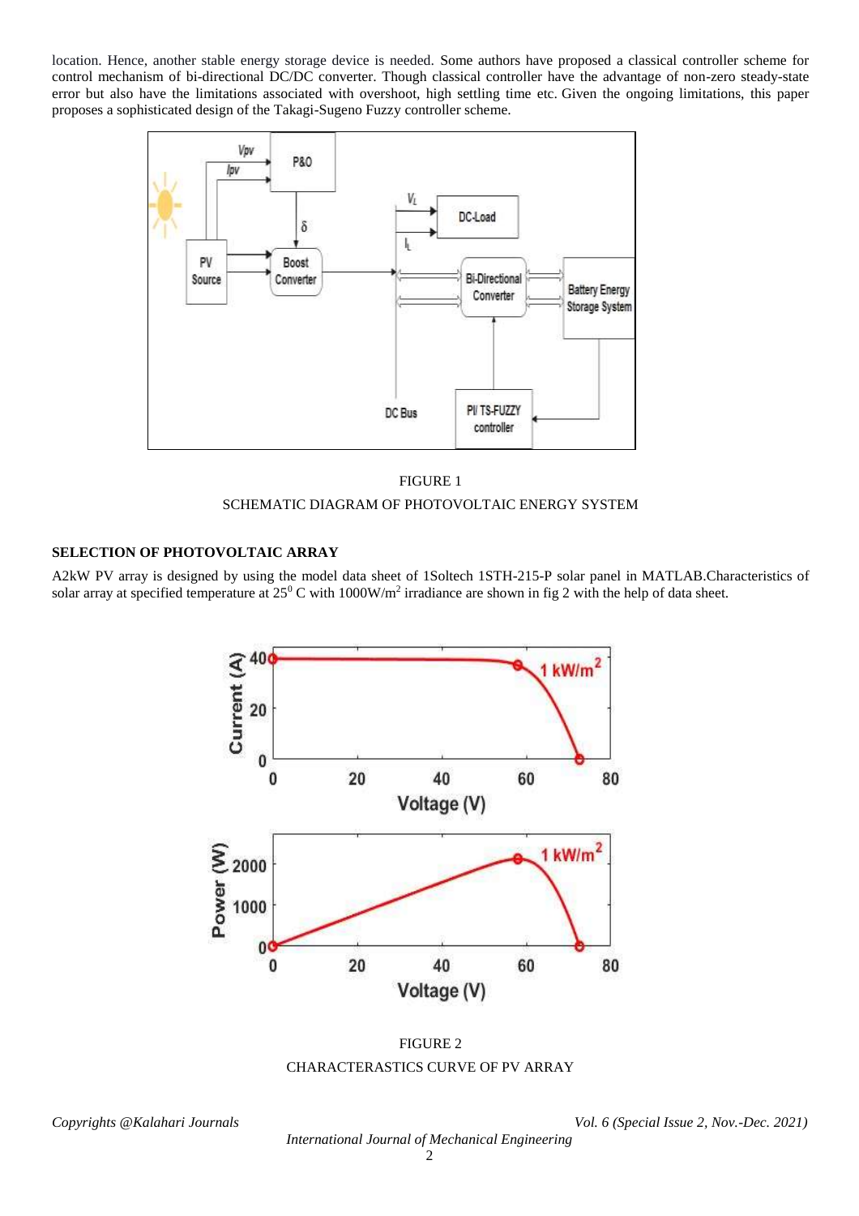location. Hence, another stable energy storage device is needed. Some authors have proposed a classical controller scheme for control mechanism of bi-directional DC/DC converter. Though classical controller have the advantage of non-zero steady-state error but also have the limitations associated with overshoot, high settling time etc. Given the ongoing limitations, this paper proposes a sophisticated design of the Takagi-Sugeno Fuzzy controller scheme.

FIGURE 1

SCHEMATIC DIAGRAM OF PHOTOVOLTAIC ENERGY SYSTEM

### SELECTION OF PHOTOVOLTAIC ARRAY

A2kW PV array is designed by using the model data sheet of 1Soltech 1STH-215-P solar panel in MATLAB.Characteristics of solar array at specified temperature at $25^0$ C with $1000W/m^2$ irradiance are shown in fig 2 with the help of data sheet.

FIGURE 2

CHARACTERASTICS CURVE OF PV ARRAY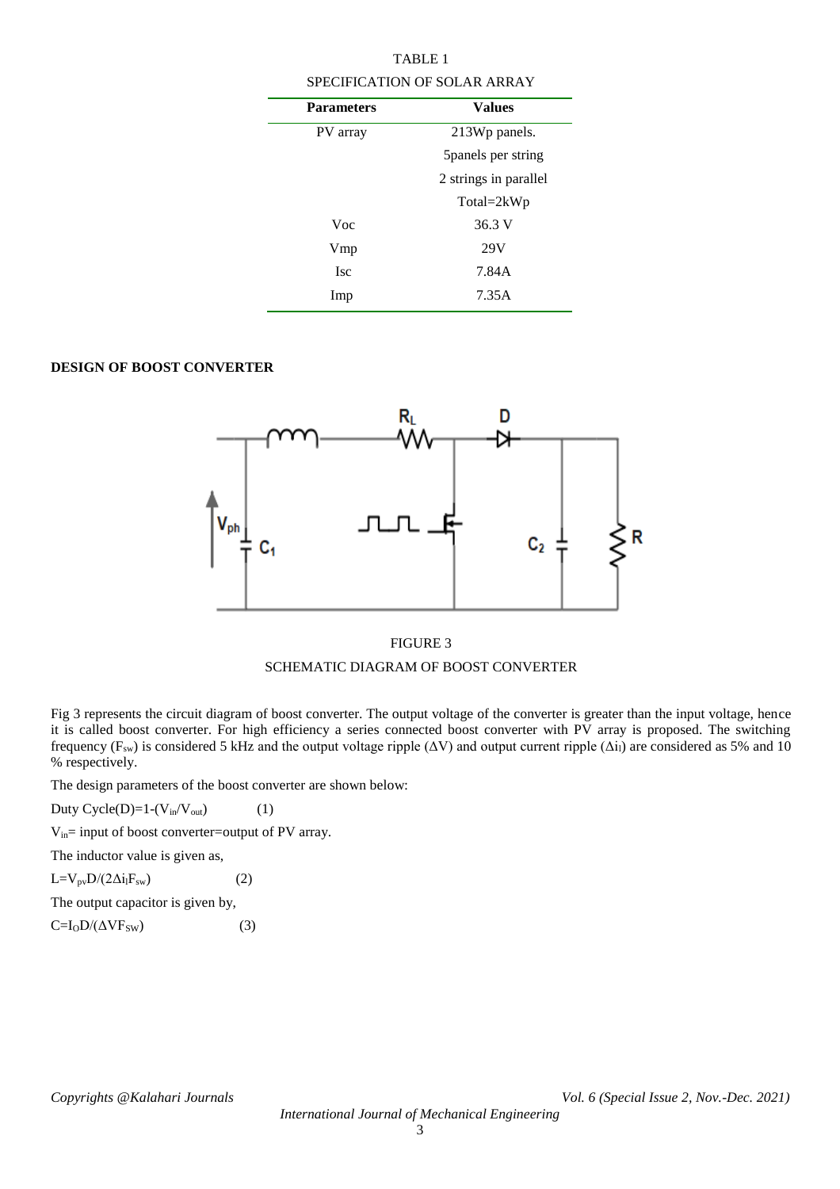TABLE 1

SPECIFICATION OF SOLAR ARRAY

| Parameters | Values |
| --- | --- |
| PV array | 213Wp panels. |
| | 5panels per string |
| | 2 strings in parallel |
| | Total=2kWp |
| Voc | 36.3 V |
| Vmp | 29V |
| Isc | 7.84A |
| Imp | 7.35A |

**DESIGN OF BOOST CONVERTER**

FIGURE 3

SCHEMATIC DIAGRAM OF BOOST CONVERTER

Fig 3 represents the circuit diagram of boost converter. The output voltage of the converter is greater than the input voltage, hence it is called boost converter. For high efficiency a series connected boost converter with PV array is proposed. The switching frequency ($F_{sw}$) is considered 5 kHz and the output voltage ripple ($\Delta V$) and output current ripple ($\Delta i_l$) are considered as 5% and 10 % respectively.

The design parameters of the boost converter are shown below:

Duty Cycle$(D)=1-(V_{in}/V_{out})$ (1)

$V_{in}$= input of boost converter=output of PV array.

The inductor value is given as,

$L=V_{pv}D/(2\Delta i_l F_{sw})$ (2)

The output capacitor is given by,

$C=I_O D/(\Delta V F_{SW})$ (3)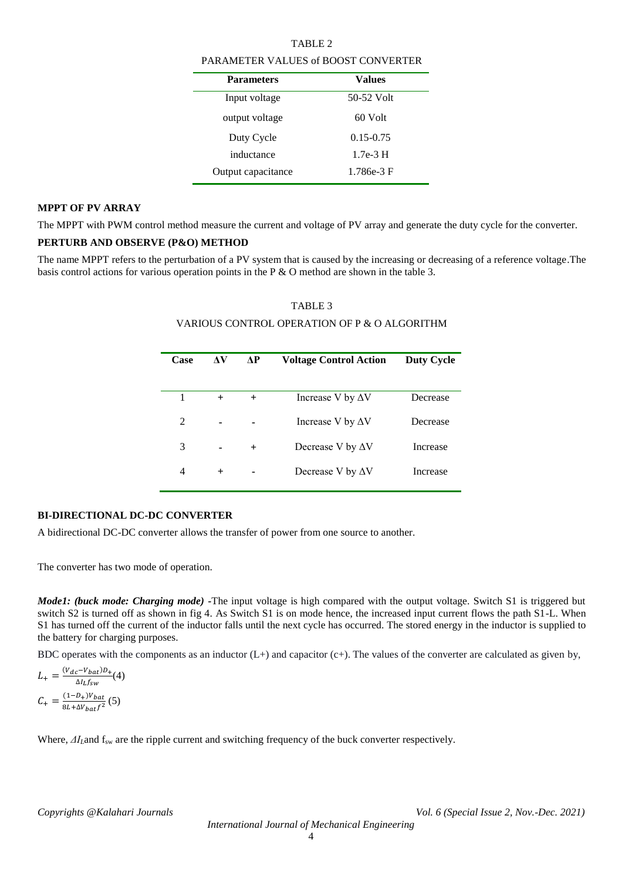TABLE 2

PARAMETER VALUES of BOOST CONVERTER

| Parameters | Values |
|---|---|
| Input voltage | 50-52 Volt |
| output voltage | 60 Volt |
| Duty Cycle | 0.15-0.75 |
| inductance | 1.7e-3 H |
| Output capacitance | 1.786e-3 F |

**MPPT OF PV ARRAY**

The MPPT with PWM control method measure the current and voltage of PV array and generate the duty cycle for the converter.

**PERTURB AND OBSERVE (P&O) METHOD**

The name MPPT refers to the perturbation of a PV system that is caused by the increasing or decreasing of a reference voltage.The basis control actions for various operation points in the P & O method are shown in the table 3.

TABLE 3

VARIOUS CONTROL OPERATION OF P & O ALGORITHM

| Case | ΔV | ΔP | Voltage Control Action | Duty Cycle |
|---|---|---|---|---|
| 1 | + | + | Increase V by ΔV | Decrease |
| 2 | - | - | Increase V by ΔV | Decrease |
| 3 | - | + | Decrease V by ΔV | Increase |
| 4 | + | - | Decrease V by ΔV | Increase |

**BI-DIRECTIONAL DC-DC CONVERTER**

A bidirectional DC-DC converter allows the transfer of power from one source to another.

The converter has two mode of operation.

***Mode1: (buck mode: Charging mode)*** -The input voltage is high compared with the output voltage. Switch S1 is triggered but switch S2 is turned off as shown in fig 4. As Switch S1 is on mode hence, the increased input current flows the path S1-L. When S1 has turned off the current of the inductor falls until the next cycle has occurred. The stored energy in the inductor is supplied to the battery for charging purposes.

BDC operates with the components as an inductor (L+) and capacitor (c+). The values of the converter are calculated as given by,

$$L_{+} = \frac{(V_{dc}-V_{bat})D_{+}}{\Delta I_{L} f_{sw}} \quad (4)$$

$$C_{+} = \frac{(1-D_{+})V_{bat}}{8L+\Delta V_{bat} f^{2}} \quad (5)$$

Where, $\Delta I_L$ and $f_{sw}$ are the ripple current and switching frequency of the buck converter respectively.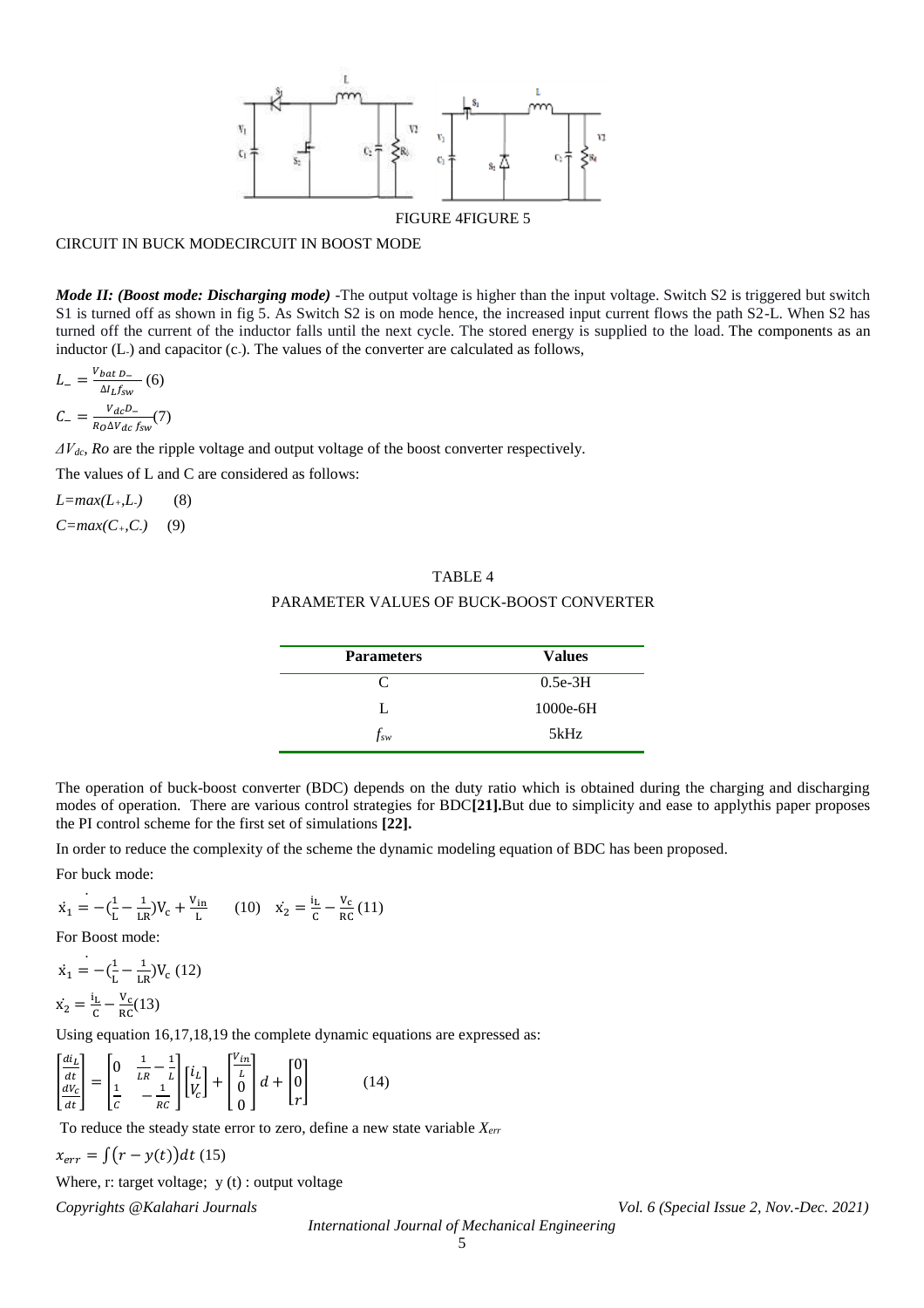FIGURE 4FIGURE 5

CIRCUIT IN BUCK MODECIRCUIT IN BOOST MODE

***Mode II: (Boost mode: Discharging mode)*** -The output voltage is higher than the input voltage. Switch S2 is triggered but switch S1 is turned off as shown in fig 5. As Switch S2 is on mode hence, the increased input current flows the path S2-L. When S2 has turned off the current of the inductor falls until the next cycle. The stored energy is supplied to the load. The components as an inductor ($L_-$) and capacitor ($c_-$). The values of the converter are calculated as follows,

$$L_- = \frac{V_{bat\ D_-}}{\Delta I_L f_{sw}} \quad (6)$$

$$C_- = \frac{V_{dc} D_-}{R_O \Delta V_{dc}\ f_{sw}} (7)$$

*$\Delta V_{dc}$, Ro* are the ripple voltage and output voltage of the boost converter respectively.

The values of L and C are considered as follows:

$L=max(L_+,L_-)$ (8)

$C=max(C_+,C_-)$ (9)

TABLE 4

PARAMETER VALUES OF BUCK-BOOST CONVERTER

| Parameters | Values |
|---|---|
| C | 0.5e-3H |
| L | 1000e-6H |
| $f_{sw}$ | 5kHz |

The operation of buck-boost converter (BDC) depends on the duty ratio which is obtained during the charging and discharging modes of operation. There are various control strategies for BDC**[21].**But due to simplicity and ease to applythis paper proposes the PI control scheme for the first set of simulations **[22].**

In order to reduce the complexity of the scheme the dynamic modeling equation of BDC has been proposed.

For buck mode:

$$\dot{x}_1 = -\left(\frac{1}{L} - \frac{1}{LR}\right)V_c + \frac{V_{in}}{L} \quad (10) \quad \dot{x}_2 = \frac{i_L}{C} - \frac{V_c}{RC} (11)$$

For Boost mode:

$$\dot{x}_1 = -\left(\frac{1}{L} - \frac{1}{LR}\right)V_c \ (12)$$

$$\dot{x}_2 = \frac{i_L}{C} - \frac{V_c}{RC} (13)$$

Using equation 16,17,18,19 the complete dynamic equations are expressed as:

$$\begin{bmatrix} \frac{di_L}{dt} \\ \frac{dV_c}{dt} \end{bmatrix} = \begin{bmatrix} 0 & \frac{1}{LR} - \frac{1}{L} \\ \frac{1}{C} & -\frac{1}{RC} \end{bmatrix} \begin{bmatrix} i_L \\ V_c \end{bmatrix} + \begin{bmatrix} \frac{V_{in}}{L} \\ 0 \\ 0 \end{bmatrix} d + \begin{bmatrix} 0 \\ 0 \\ r \end{bmatrix} \quad (14)$$

To reduce the steady state error to zero, define a new state variable $X_{err}$

$$x_{err} = \int (r - y(t))dt \ (15)$$

Where, r: target voltage; y (t) : output voltage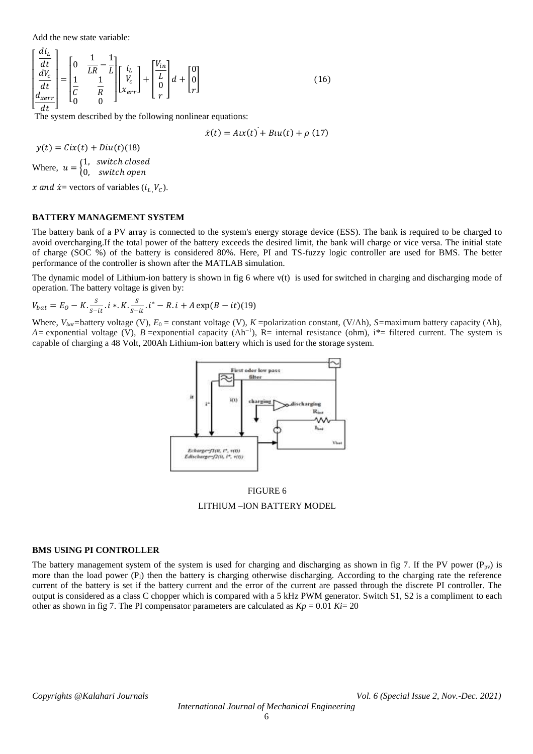Add the new state variable:

$$\begin{bmatrix} \frac{di_L}{dt} \\ \frac{dV_c}{dt} \\ \frac{d_{xerr}}{dt} \end{bmatrix} = \begin{bmatrix} 0 & \frac{1}{LR} - \frac{1}{L} \\ \frac{1}{C} & \frac{1}{R} \\ 0 & 0 \end{bmatrix} \begin{bmatrix} i_L \\ V_c \\ x_{err} \end{bmatrix} + \begin{bmatrix} \frac{V_{in}}{L} \\ 0 \\ r \end{bmatrix} d + \begin{bmatrix} 0 \\ 0 \\ r \end{bmatrix} \quad (16)$$

The system described by the following nonlinear equations:

$$\dot{x}(t) = A\iota x(t) + B\iota u(t) + \rho \quad (17)$$

$$y(t) = C\iota x(t) + D\iota u(t) \quad (18)$$

Where, $u = \begin{cases} 1, & switch\ closed \\ 0, & switch\ open \end{cases}$

$x$ and $\dot{x}$= vectors of variables ($i_L, V_C$).

## BATTERY MANAGEMENT SYSTEM

The battery bank of a PV array is connected to the system's energy storage device (ESS). The bank is required to be charged to avoid overcharging.If the total power of the battery exceeds the desired limit, the bank will charge or vice versa. The initial state of charge (SOC %) of the battery is considered 80%. Here, PI and TS-fuzzy logic controller are used for BMS. The better performance of the controller is shown after the MATLAB simulation.

The dynamic model of Lithium-ion battery is shown in fig 6 where v(t) is used for switched in charging and discharging mode of operation. The battery voltage is given by:

$$V_{bat} = E_O - K.\frac{S}{S-it}.i *.K.\frac{S}{S-it}.i^* - R.i + A\exp(B - it) \quad (19)$$

Where, $V_{bat}$=battery voltage (V), $E_0$ = constant voltage (V), $K$ =polarization constant, (V/Ah), $S$=maximum battery capacity (Ah), $A$= exponential voltage (V), $B$ =exponential capacity ($Ah^{-1}$), R= internal resistance (ohm), i*= filtered current. The system is capable of charging a 48 Volt, 200Ah Lithium-ion battery which is used for the storage system.

FIGURE 6

LITHIUM –ION BATTERY MODEL

## BMS USING PI CONTROLLER

The battery management system of the system is used for charging and discharging as shown in fig 7. If the PV power ($P_{pv}$) is more than the load power ($P_l$) then the battery is charging otherwise discharging. According to the charging rate the reference current of the battery is set if the battery current and the error of the current are passed through the discrete PI controller. The output is considered as a class C chopper which is compared with a 5 kHz PWM generator. Switch S1, S2 is a compliment to each other as shown in fig 7. The PI compensator parameters are calculated as $Kp$ = 0.01 $Ki$= 20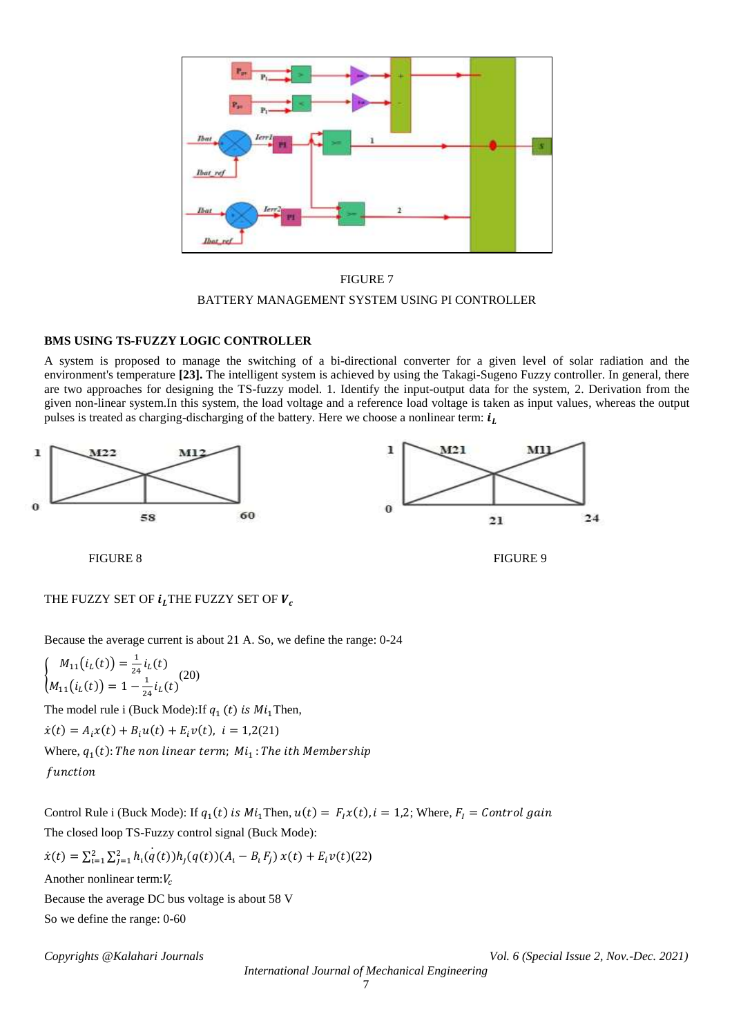FIGURE 7

BATTERY MANAGEMENT SYSTEM USING PI CONTROLLER

### BMS USING TS-FUZZY LOGIC CONTROLLER

A system is proposed to manage the switching of a bi-directional converter for a given level of solar radiation and the environment's temperature **[23].** The intelligent system is achieved by using the Takagi-Sugeno Fuzzy controller. In general, there are two approaches for designing the TS-fuzzy model. 1. Identify the input-output data for the system, 2. Derivation from the given non-linear system.In this system, the load voltage and a reference load voltage is taken as input values, whereas the output pulses is treated as charging-discharging of the battery. Here we choose a nonlinear term: $\boldsymbol{i_L}$

FIGURE 8

FIGURE 9

THE FUZZY SET OF $\boldsymbol{i_L}$THE FUZZY SET OF $\boldsymbol{V_c}$

Because the average current is about 21 A. So, we define the range: 0-24

$$\begin{cases} M_{11}(i_L(t)) = \frac{1}{24} i_L(t) \\ M_{11}(i_L(t)) = 1 - \frac{1}{24} i_L(t) \end{cases} (20)$$

The model rule i (Buck Mode):If $q_1\,(t)$ *is* $Mi_1$ Then,

$\dot{x}(t) = A_i x(t) + B_i u(t) + E_i v(t),\ i = 1{,}2(21)$

Where, $q_1(t)$: *The non linear term;* $Mi_1$ : *The ith Membership function*

Control Rule i (Buck Mode): If $q_1(t)$ *is* $Mi_1$Then, $u(t) = F_I x(t), i = 1{,}2$; Where, $F_I = Control\ gain$

The closed loop TS-Fuzzy control signal (Buck Mode):

$\dot{x}(t) = \sum_{i=1}^{2} \sum_{j=1}^{2} h_i(\dot{q}(t)) h_j(q(t)) (A_i - B_i F_j)\, x(t) + E_i v(t)(22)$

Another nonlinear term:$V_c$

Because the average DC bus voltage is about 58 V

So we define the range: 0-60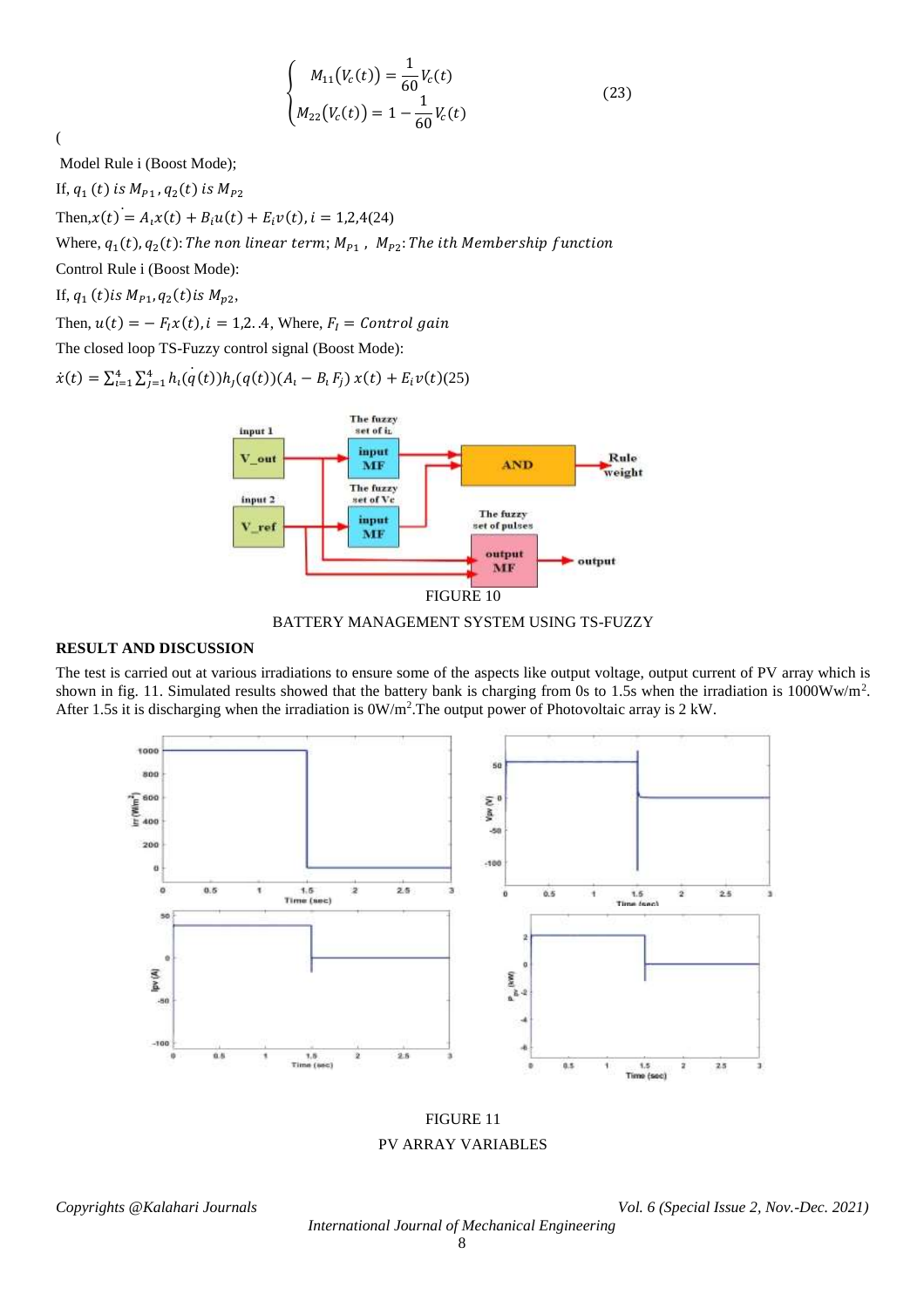$$\begin{cases} M_{11}(V_c(t)) = \frac{1}{60}V_c(t) \\ M_{22}(V_c(t)) = 1 - \frac{1}{60}V_c(t) \end{cases} \tag{23}$$

(

Model Rule i (Boost Mode);

If, $q_1(t)$ *is* $M_{P1}$, $q_2(t)$ *is* $M_{P2}$

Then, $\dot{x(t)} = A_i x(t) + B_i u(t) + E_i v(t), i = 1,2,4$(24)

Where, $q_1(t), q_2(t)$: *The non linear term*; $M_{P1}$, $M_{P2}$: *The ith Membership function*

Control Rule i (Boost Mode):

If, $q_1(t)$ *is* $M_{P1}, q_2(t)$ *is* $M_{p2}$,

Then, $u(t) = -F_I x(t), i = 1,2..4$, Where, $F_I$ = *Control gain*

The closed loop TS-Fuzzy control signal (Boost Mode):

$\dot{x}(t) = \sum_{i=1}^{4}\sum_{j=1}^{4} h_i(\dot{q}(t))h_j(q(t))(A_i - B_i F_j)\, x(t) + E_i v(t)$(25)

FIGURE 10

BATTERY MANAGEMENT SYSTEM USING TS-FUZZY

**RESULT AND DISCUSSION**

The test is carried out at various irradiations to ensure some of the aspects like output voltage, output current of PV array which is shown in fig. 11. Simulated results showed that the battery bank is charging from 0s to 1.5s when the irradiation is 1000Ww/m$^2$. After 1.5s it is discharging when the irradiation is 0W/m$^2$.The output power of Photovoltaic array is 2 kW.

FIGURE 11

PV ARRAY VARIABLES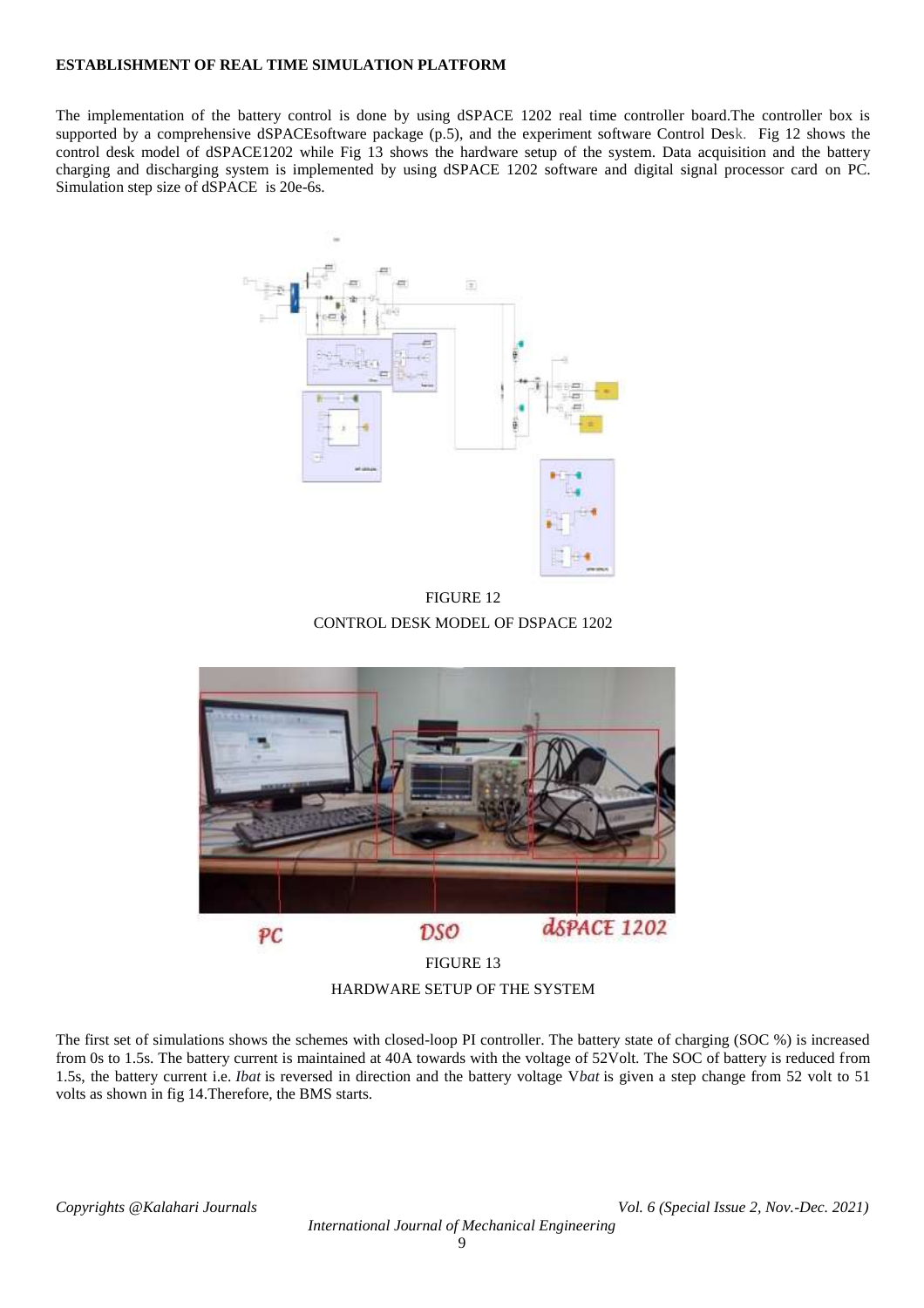**ESTABLISHMENT OF REAL TIME SIMULATION PLATFORM**

The implementation of the battery control is done by using dSPACE 1202 real time controller board.The controller box is supported by a comprehensive dSPACEsoftware package (p.5), and the experiment software Control Desk. Fig 12 shows the control desk model of dSPACE1202 while Fig 13 shows the hardware setup of the system. Data acquisition and the battery charging and discharging system is implemented by using dSPACE 1202 software and digital signal processor card on PC. Simulation step size of dSPACE is 20e-6s.

FIGURE 12

CONTROL DESK MODEL OF DSPACE 1202

PC DSO dSPACE 1202

FIGURE 13

HARDWARE SETUP OF THE SYSTEM

The first set of simulations shows the schemes with closed-loop PI controller. The battery state of charging (SOC %) is increased from 0s to 1.5s. The battery current is maintained at 40A towards with the voltage of 52Volt. The SOC of battery is reduced from 1.5s, the battery current i.e. $I_{bat}$ is reversed in direction and the battery voltage $V_{bat}$ is given a step change from 52 volt to 51 volts as shown in fig 14.Therefore, the BMS starts.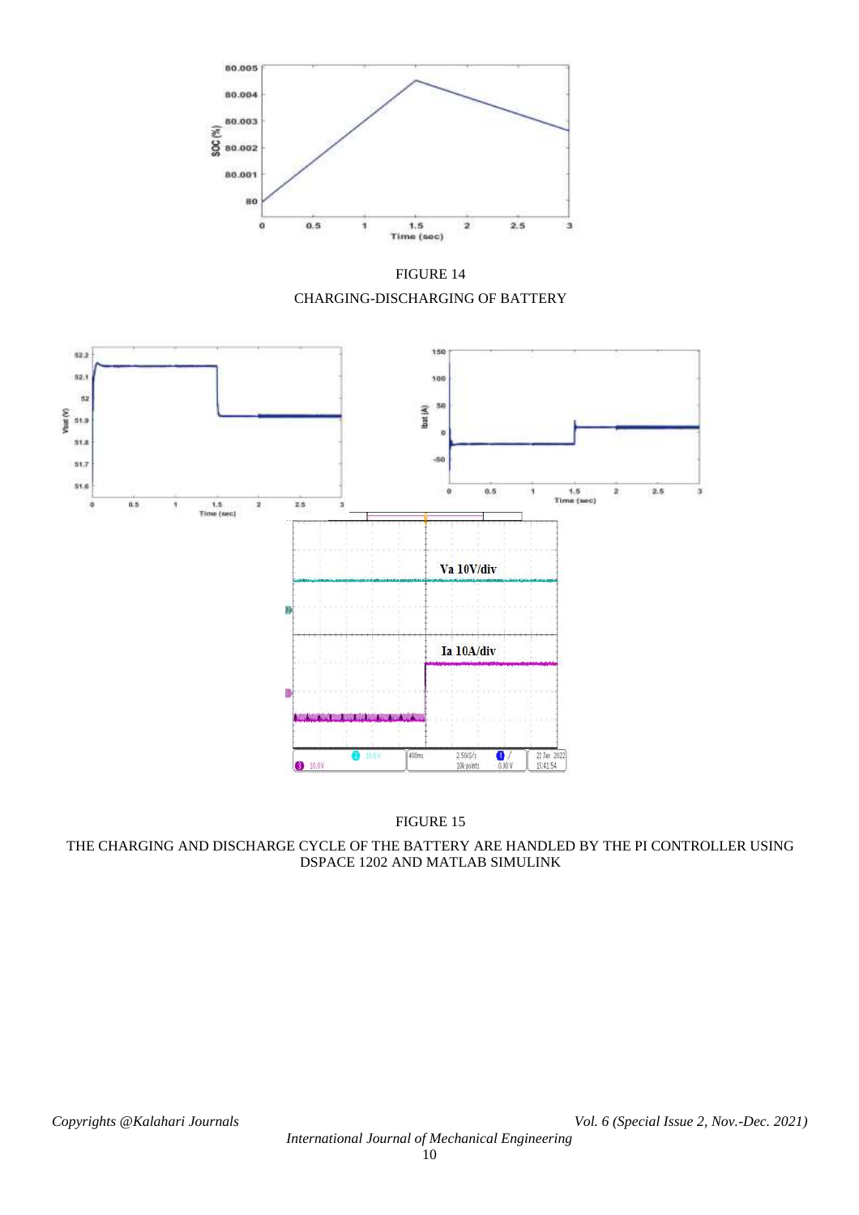FIGURE 14

CHARGING-DISCHARGING OF BATTERY

FIGURE 15

THE CHARGING AND DISCHARGE CYCLE OF THE BATTERY ARE HANDLED BY THE PI CONTROLLER USING DSPACE 1202 AND MATLAB SIMULINK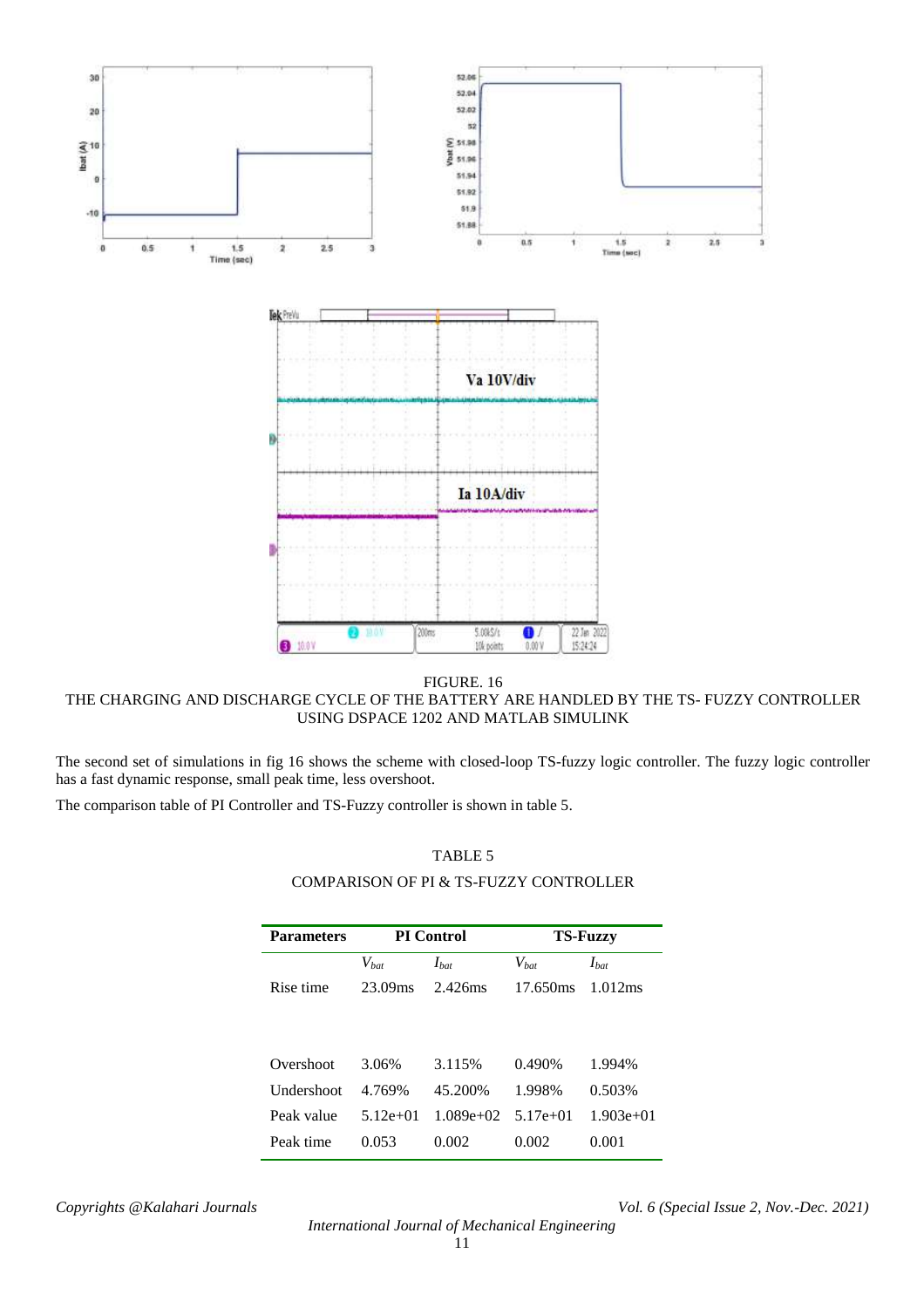FIGURE. 16

THE CHARGING AND DISCHARGE CYCLE OF THE BATTERY ARE HANDLED BY THE TS- FUZZY CONTROLLER USING DSPACE 1202 AND MATLAB SIMULINK

The second set of simulations in fig 16 shows the scheme with closed-loop TS-fuzzy logic controller. The fuzzy logic controller has a fast dynamic response, small peak time, less overshoot.

The comparison table of PI Controller and TS-Fuzzy controller is shown in table 5.

TABLE 5

COMPARISON OF PI & TS-FUZZY CONTROLLER

| Parameters | PI Control | | TS-Fuzzy | |
|---|---|---|---|---|
| | $V_{bat}$ | $I_{bat}$ | $V_{bat}$ | $I_{bat}$ |
| Rise time | 23.09ms | 2.426ms | 17.650ms | 1.012ms |
| Overshoot | 3.06% | 3.115% | 0.490% | 1.994% |
| Undershoot | 4.769% | 45.200% | 1.998% | 0.503% |
| Peak value | 5.12e+01 | 1.089e+02 | 5.17e+01 | 1.903e+01 |
| Peak time | 0.053 | 0.002 | 0.002 | 0.001 |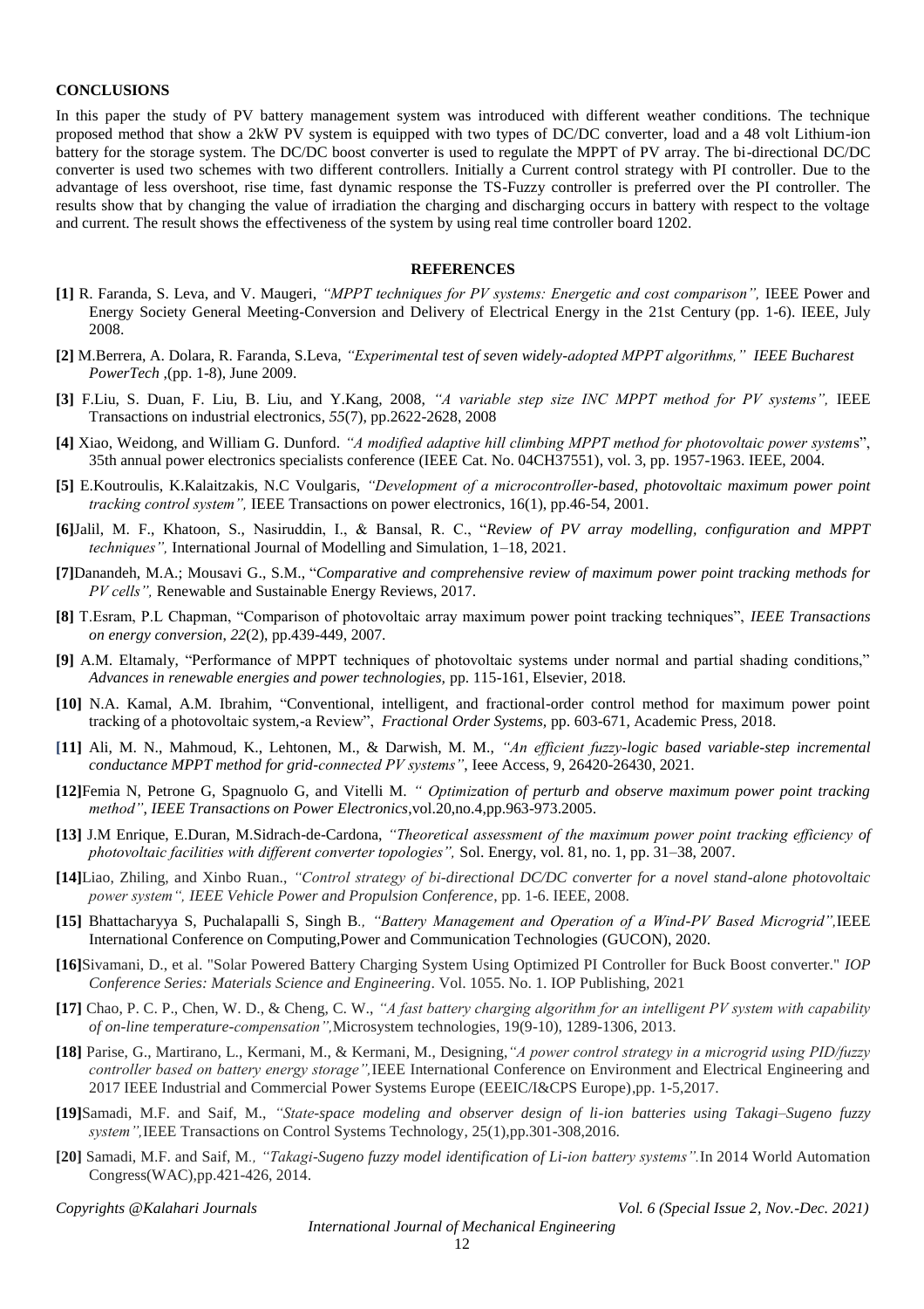## CONCLUSIONS

In this paper the study of PV battery management system was introduced with different weather conditions. The technique proposed method that show a 2kW PV system is equipped with two types of DC/DC converter, load and a 48 volt Lithium-ion battery for the storage system. The DC/DC boost converter is used to regulate the MPPT of PV array. The bi-directional DC/DC converter is used two schemes with two different controllers. Initially a Current control strategy with PI controller. Due to the advantage of less overshoot, rise time, fast dynamic response the TS-Fuzzy controller is preferred over the PI controller. The results show that by changing the value of irradiation the charging and discharging occurs in battery with respect to the voltage and current. The result shows the effectiveness of the system by using real time controller board 1202.

## REFERENCES

**[1]** R. Faranda, S. Leva, and V. Maugeri, *"MPPT techniques for PV systems: Energetic and cost comparison",* IEEE Power and Energy Society General Meeting-Conversion and Delivery of Electrical Energy in the 21st Century (pp. 1-6). IEEE, July 2008.

**[2]** M.Berrera, A. Dolara, R. Faranda, S.Leva, *"Experimental test of seven widely-adopted MPPT algorithms," IEEE Bucharest PowerTech* ,(pp. 1-8), June 2009.

**[3]** F.Liu, S. Duan, F. Liu, B. Liu, and Y.Kang, 2008, *"A variable step size INC MPPT method for PV systems",* IEEE Transactions on industrial electronics, *55*(7), pp.2622-2628, 2008

**[4]** Xiao, Weidong, and William G. Dunford. *"A modified adaptive hill climbing MPPT method for photovoltaic power systems*", 35th annual power electronics specialists conference (IEEE Cat. No. 04CH37551), vol. 3, pp. 1957-1963. IEEE, 2004.

**[5]** E.Koutroulis, K.Kalaitzakis, N.C Voulgaris, *"Development of a microcontroller-based, photovoltaic maximum power point tracking control system",* IEEE Transactions on power electronics, 16(1), pp.46-54, 2001.

**[6]**Jalil, M. F., Khatoon, S., Nasiruddin, I., & Bansal, R. C., "*Review of PV array modelling, configuration and MPPT techniques",* International Journal of Modelling and Simulation, 1–18, 2021.

**[7]**Danandeh, M.A.; Mousavi G., S.M., "*Comparative and comprehensive review of maximum power point tracking methods for PV cells",* Renewable and Sustainable Energy Reviews, 2017.

**[8]** T.Esram, P.L Chapman, "Comparison of photovoltaic array maximum power point tracking techniques", *IEEE Transactions on energy conversion*, *22*(2), pp.439-449, 2007.

**[9]** A.M. Eltamaly, "Performance of MPPT techniques of photovoltaic systems under normal and partial shading conditions," *Advances in renewable energies and power technologies*, pp. 115-161, Elsevier, 2018.

**[10]** N.A. Kamal, A.M. Ibrahim, "Conventional, intelligent, and fractional-order control method for maximum power point tracking of a photovoltaic system,-a Review", *Fractional Order Systems*, pp. 603-671, Academic Press, 2018.

**[11]** Ali, M. N., Mahmoud, K., Lehtonen, M., & Darwish, M. M., *"An efficient fuzzy-logic based variable-step incremental conductance MPPT method for grid-connected PV systems"*, Ieee Access, 9, 26420-26430, 2021.

**[12]**Femia N, Petrone G, Spagnuolo G, and Vitelli M. *" Optimization of perturb and observe maximum power point tracking method", IEEE Transactions on Power Electronics*,vol.20,no.4,pp.963-973.2005.

**[13]** J.M Enrique, E.Duran, M.Sidrach-de-Cardona, *"Theoretical assessment of the maximum power point tracking efficiency of photovoltaic facilities with different converter topologies",* Sol. Energy, vol. 81, no. 1, pp. 31–38, 2007.

**[14]**Liao, Zhiling, and Xinbo Ruan., *"Control strategy of bi-directional DC/DC converter for a novel stand-alone photovoltaic power system", IEEE Vehicle Power and Propulsion Conference*, pp. 1-6. IEEE, 2008.

**[15]** Bhattacharyya S, Puchalapalli S, Singh B*., "Battery Management and Operation of a Wind-PV Based Microgrid",*IEEE International Conference on Computing,Power and Communication Technologies (GUCON), 2020.

**[16]**Sivamani, D., et al. "Solar Powered Battery Charging System Using Optimized PI Controller for Buck Boost converter." *IOP Conference Series: Materials Science and Engineering*. Vol. 1055. No. 1. IOP Publishing, 2021

**[17]** Chao, P. C. P., Chen, W. D., & Cheng, C. W., *"A fast battery charging algorithm for an intelligent PV system with capability of on-line temperature-compensation",*Microsystem technologies, 19(9-10), 1289-1306, 2013.

**[18]** Parise, G., Martirano, L., Kermani, M., & Kermani, M., Designing,*"A power control strategy in a microgrid using PID/fuzzy controller based on battery energy storage",*IEEE International Conference on Environment and Electrical Engineering and 2017 IEEE Industrial and Commercial Power Systems Europe (EEEIC/I&CPS Europe),pp. 1-5,2017.

**[19]**Samadi, M.F. and Saif, M., *"State-space modeling and observer design of li-ion batteries using Takagi–Sugeno fuzzy system",*IEEE Transactions on Control Systems Technology, 25(1),pp.301-308,2016.

**[20]** Samadi, M.F. and Saif, M*., "Takagi-Sugeno fuzzy model identification of Li-ion battery systems".*In 2014 World Automation Congress(WAC),pp.421-426, 2014.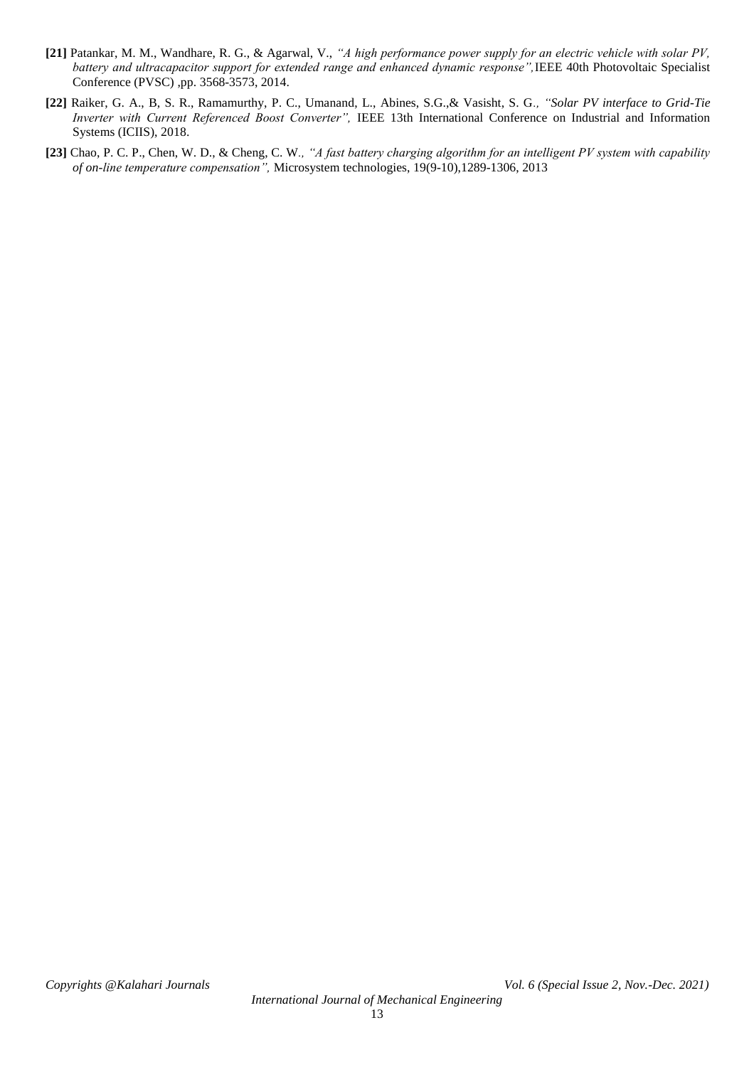**[21]** Patankar, M. M., Wandhare, R. G., & Agarwal, V., *"A high performance power supply for an electric vehicle with solar PV, battery and ultracapacitor support for extended range and enhanced dynamic response",* IEEE 40th Photovoltaic Specialist Conference (PVSC) ,pp. 3568-3573, 2014.

**[22]** Raiker, G. A., B, S. R., Ramamurthy, P. C., Umanand, L., Abines, S.G.,& Vasisht, S. G*., "Solar PV interface to Grid-Tie Inverter with Current Referenced Boost Converter",* IEEE 13th International Conference on Industrial and Information Systems (ICIIS), 2018.

**[23]** Chao, P. C. P., Chen, W. D., & Cheng, C. W*., "A fast battery charging algorithm for an intelligent PV system with capability of on-line temperature compensation",* Microsystem technologies, 19(9-10),1289-1306, 2013